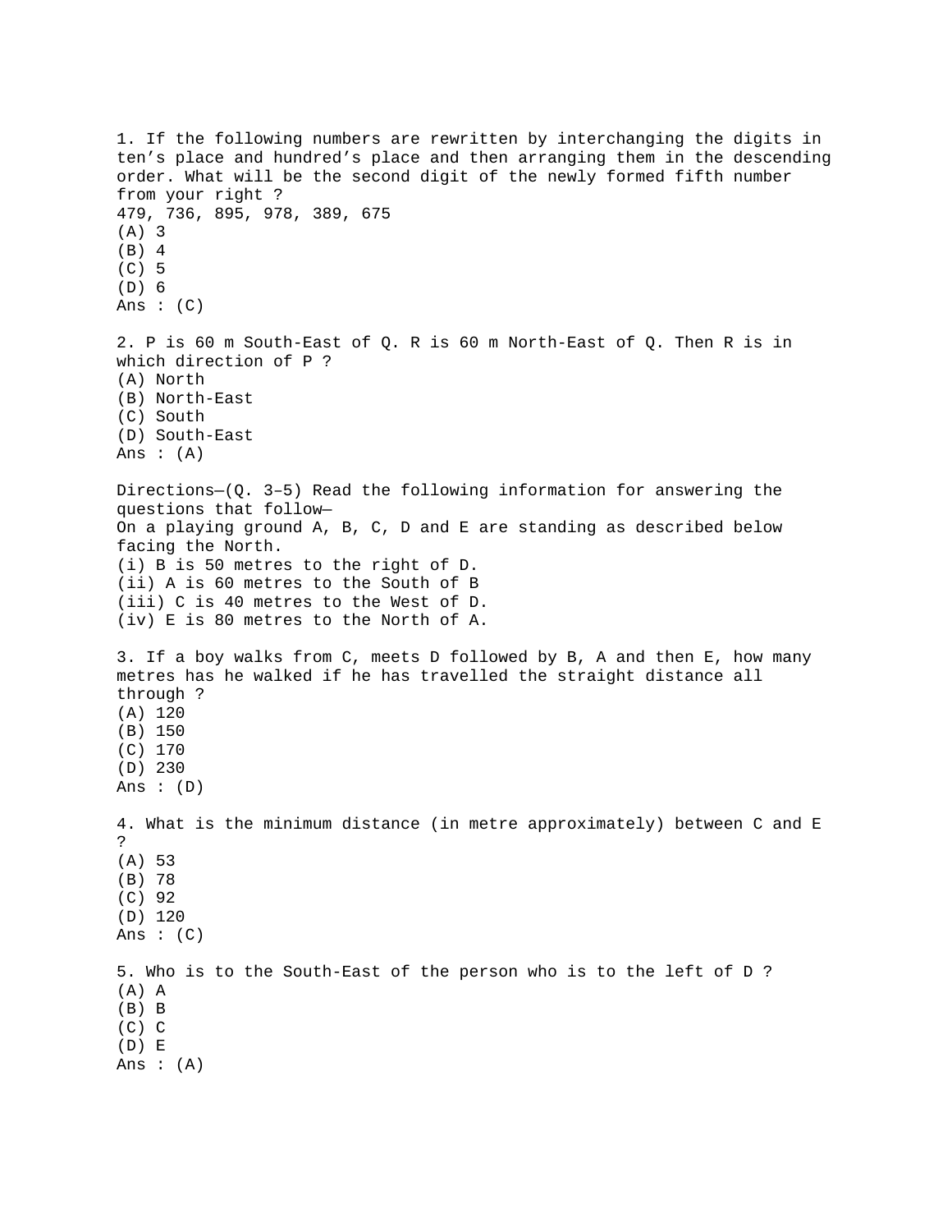1. If the following numbers are rewritten by interchanging the digits in ten's place and hundred's place and then arranging them in the descending order. What will be the second digit of the newly formed fifth number from your right ?

479, 736, 895, 978, 389, 675

(A) 3
(B) 4
(C) 5
(D) 6

Ans : (C)

2. P is 60 m South-East of Q. R is 60 m North-East of Q. Then R is in which direction of P ?

(A) North
(B) North-East
(C) South
(D) South-East

Ans : (A)

Directions—(Q. 3–5) Read the following information for answering the questions that follow—

On a playing ground A, B, C, D and E are standing as described below facing the North.

(i) B is 50 metres to the right of D.
(ii) A is 60 metres to the South of B
(iii) C is 40 metres to the West of D.
(iv) E is 80 metres to the North of A.

3. If a boy walks from C, meets D followed by B, A and then E, how many metres has he walked if he has travelled the straight distance all through ?

(A) 120
(B) 150
(C) 170
(D) 230

Ans : (D)

4. What is the minimum distance (in metre approximately) between C and E ?

(A) 53
(B) 78
(C) 92
(D) 120

Ans : (C)

5. Who is to the South-East of the person who is to the left of D ?

(A) A
(B) B
(C) C
(D) E

Ans : (A)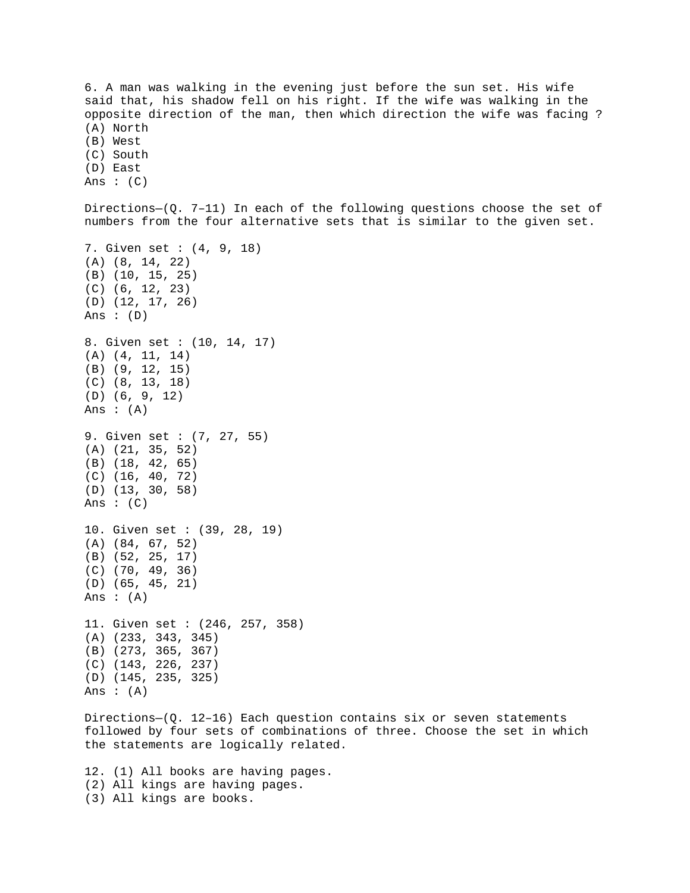6. A man was walking in the evening just before the sun set. His wife said that, his shadow fell on his right. If the wife was walking in the opposite direction of the man, then which direction the wife was facing ?
(A) North
(B) West
(C) South
(D) East
Ans : (C)

Directions—(Q. 7–11) In each of the following questions choose the set of numbers from the four alternative sets that is similar to the given set.

7. Given set : (4, 9, 18)
(A) (8, 14, 22)
(B) (10, 15, 25)
(C) (6, 12, 23)
(D) (12, 17, 26)
Ans : (D)

8. Given set : (10, 14, 17)
(A) (4, 11, 14)
(B) (9, 12, 15)
(C) (8, 13, 18)
(D) (6, 9, 12)
Ans : (A)

9. Given set : (7, 27, 55)
(A) (21, 35, 52)
(B) (18, 42, 65)
(C) (16, 40, 72)
(D) (13, 30, 58)
Ans : (C)

10. Given set : (39, 28, 19)
(A) (84, 67, 52)
(B) (52, 25, 17)
(C) (70, 49, 36)
(D) (65, 45, 21)
Ans : (A)

11. Given set : (246, 257, 358)
(A) (233, 343, 345)
(B) (273, 365, 367)
(C) (143, 226, 237)
(D) (145, 235, 325)
Ans : (A)

Directions—(Q. 12–16) Each question contains six or seven statements followed by four sets of combinations of three. Choose the set in which the statements are logically related.

12. (1) All books are having pages.
(2) All kings are having pages.
(3) All kings are books.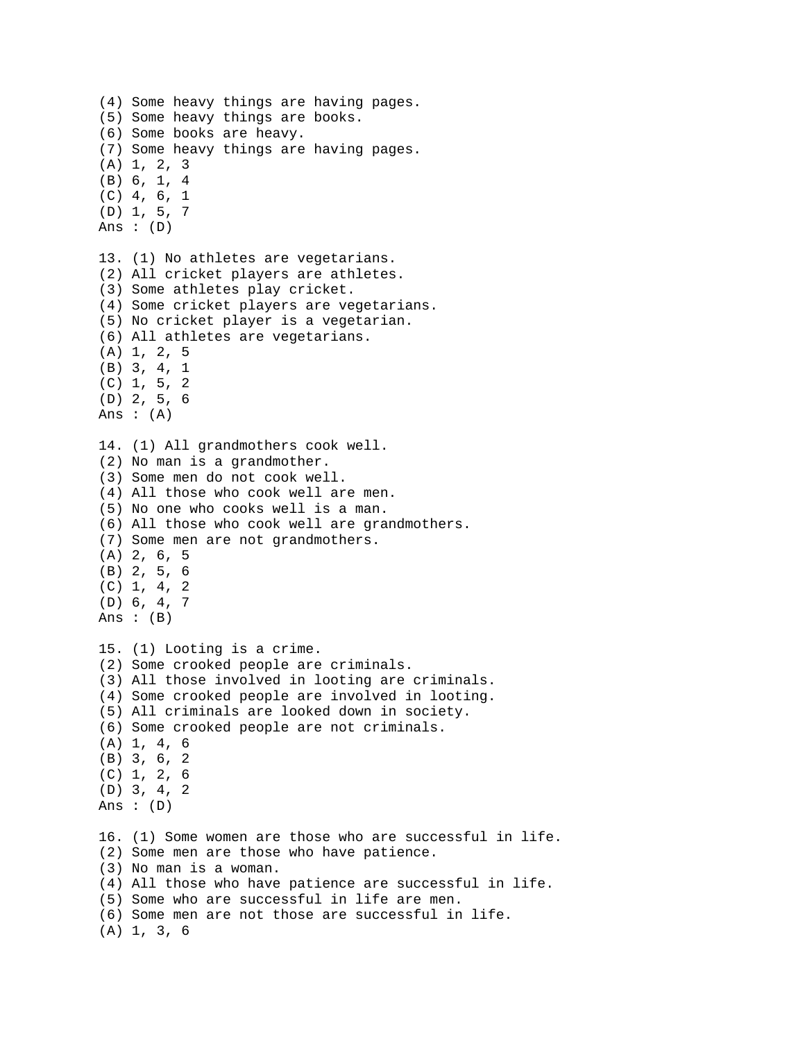(4) Some heavy things are having pages.
(5) Some heavy things are books.
(6) Some books are heavy.
(7) Some heavy things are having pages.
(A) 1, 2, 3
(B) 6, 1, 4
(C) 4, 6, 1
(D) 1, 5, 7
Ans : (D)

13. (1) No athletes are vegetarians.
(2) All cricket players are athletes.
(3) Some athletes play cricket.
(4) Some cricket players are vegetarians.
(5) No cricket player is a vegetarian.
(6) All athletes are vegetarians.
(A) 1, 2, 5
(B) 3, 4, 1
(C) 1, 5, 2
(D) 2, 5, 6
Ans : (A)

14. (1) All grandmothers cook well.
(2) No man is a grandmother.
(3) Some men do not cook well.
(4) All those who cook well are men.
(5) No one who cooks well is a man.
(6) All those who cook well are grandmothers.
(7) Some men are not grandmothers.
(A) 2, 6, 5
(B) 2, 5, 6
(C) 1, 4, 2
(D) 6, 4, 7
Ans : (B)

15. (1) Looting is a crime.
(2) Some crooked people are criminals.
(3) All those involved in looting are criminals.
(4) Some crooked people are involved in looting.
(5) All criminals are looked down in society.
(6) Some crooked people are not criminals.
(A) 1, 4, 6
(B) 3, 6, 2
(C) 1, 2, 6
(D) 3, 4, 2
Ans : (D)

16. (1) Some women are those who are successful in life.
(2) Some men are those who have patience.
(3) No man is a woman.
(4) All those who have patience are successful in life.
(5) Some who are successful in life are men.
(6) Some men are not those are successful in life.
(A) 1, 3, 6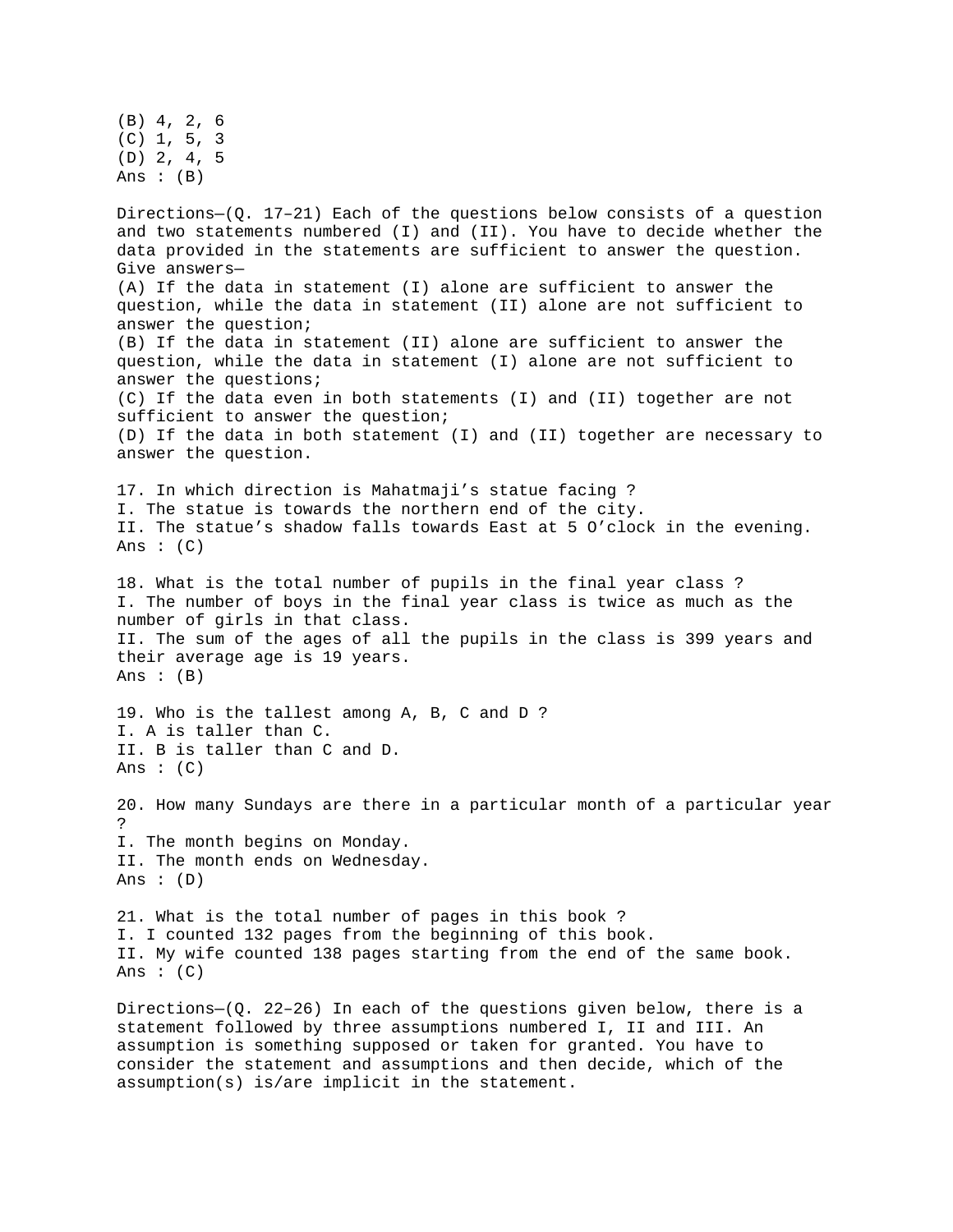(B) 4, 2, 6
(C) 1, 5, 3
(D) 2, 4, 5
Ans : (B)

Directions—(Q. 17–21) Each of the questions below consists of a question and two statements numbered (I) and (II). You have to decide whether the data provided in the statements are sufficient to answer the question. Give answers—
(A) If the data in statement (I) alone are sufficient to answer the question, while the data in statement (II) alone are not sufficient to answer the question;
(B) If the data in statement (II) alone are sufficient to answer the question, while the data in statement (I) alone are not sufficient to answer the questions;
(C) If the data even in both statements (I) and (II) together are not sufficient to answer the question;
(D) If the data in both statement (I) and (II) together are necessary to answer the question.

17. In which direction is Mahatmaji's statue facing ?
I. The statue is towards the northern end of the city.
II. The statue's shadow falls towards East at 5 O'clock in the evening.
Ans : (C)

18. What is the total number of pupils in the final year class ?
I. The number of boys in the final year class is twice as much as the number of girls in that class.
II. The sum of the ages of all the pupils in the class is 399 years and their average age is 19 years.
Ans : (B)

19. Who is the tallest among A, B, C and D ?
I. A is taller than C.
II. B is taller than C and D.
Ans : (C)

20. How many Sundays are there in a particular month of a particular year ?
I. The month begins on Monday.
II. The month ends on Wednesday.
Ans : (D)

21. What is the total number of pages in this book ?
I. I counted 132 pages from the beginning of this book.
II. My wife counted 138 pages starting from the end of the same book.
Ans : (C)

Directions—(Q. 22–26) In each of the questions given below, there is a statement followed by three assumptions numbered I, II and III. An assumption is something supposed or taken for granted. You have to consider the statement and assumptions and then decide, which of the assumption(s) is/are implicit in the statement.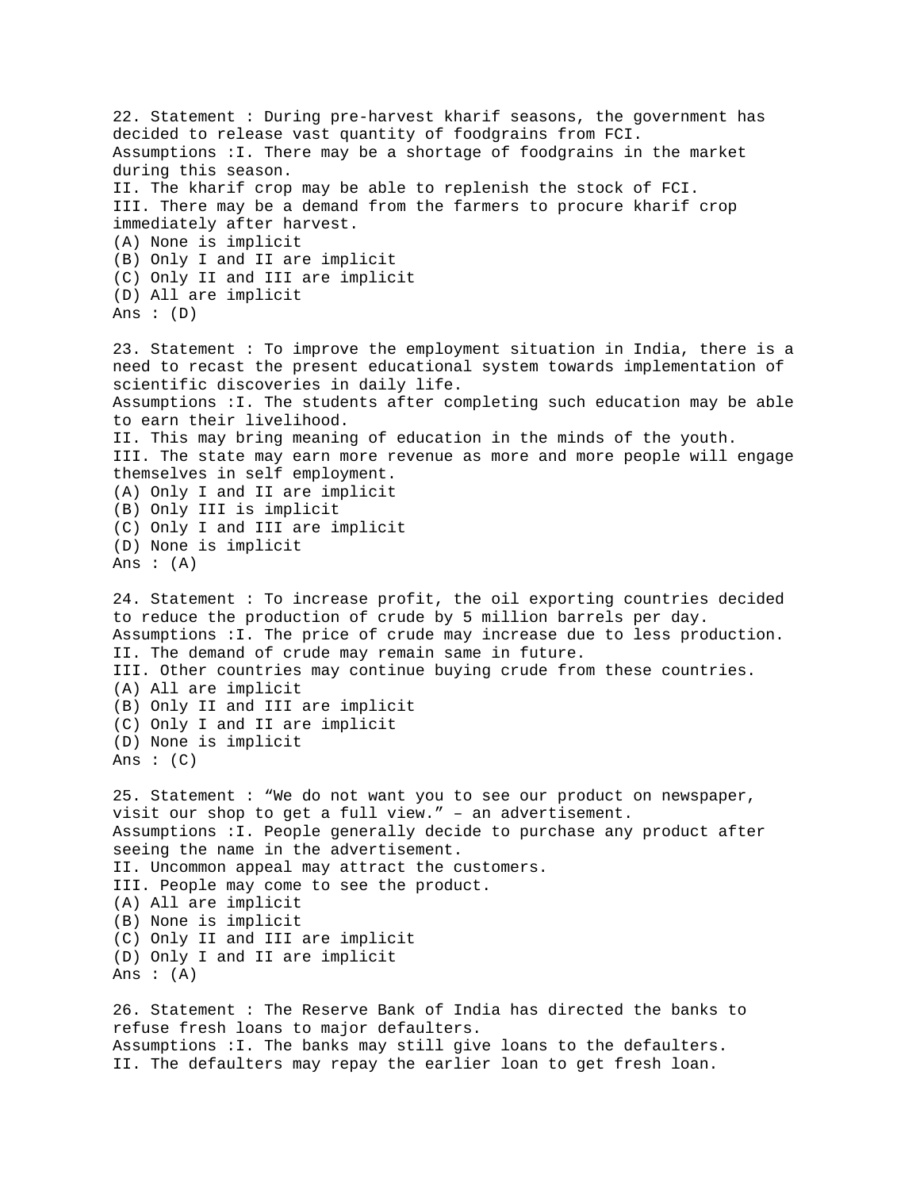22. Statement : During pre-harvest kharif seasons, the government has decided to release vast quantity of foodgrains from FCI.
Assumptions :I. There may be a shortage of foodgrains in the market during this season.
II. The kharif crop may be able to replenish the stock of FCI.
III. There may be a demand from the farmers to procure kharif crop immediately after harvest.
(A) None is implicit
(B) Only I and II are implicit
(C) Only II and III are implicit
(D) All are implicit
Ans : (D)

23. Statement : To improve the employment situation in India, there is a need to recast the present educational system towards implementation of scientific discoveries in daily life.
Assumptions :I. The students after completing such education may be able to earn their livelihood.
II. This may bring meaning of education in the minds of the youth.
III. The state may earn more revenue as more and more people will engage themselves in self employment.
(A) Only I and II are implicit
(B) Only III is implicit
(C) Only I and III are implicit
(D) None is implicit
Ans : (A)

24. Statement : To increase profit, the oil exporting countries decided to reduce the production of crude by 5 million barrels per day.
Assumptions :I. The price of crude may increase due to less production.
II. The demand of crude may remain same in future.
III. Other countries may continue buying crude from these countries.
(A) All are implicit
(B) Only II and III are implicit
(C) Only I and II are implicit
(D) None is implicit
Ans : (C)

25. Statement : “We do not want you to see our product on newspaper, visit our shop to get a full view.” – an advertisement.
Assumptions :I. People generally decide to purchase any product after seeing the name in the advertisement.
II. Uncommon appeal may attract the customers.
III. People may come to see the product.
(A) All are implicit
(B) None is implicit
(C) Only II and III are implicit
(D) Only I and II are implicit
Ans : (A)

26. Statement : The Reserve Bank of India has directed the banks to refuse fresh loans to major defaulters.
Assumptions :I. The banks may still give loans to the defaulters.
II. The defaulters may repay the earlier loan to get fresh loan.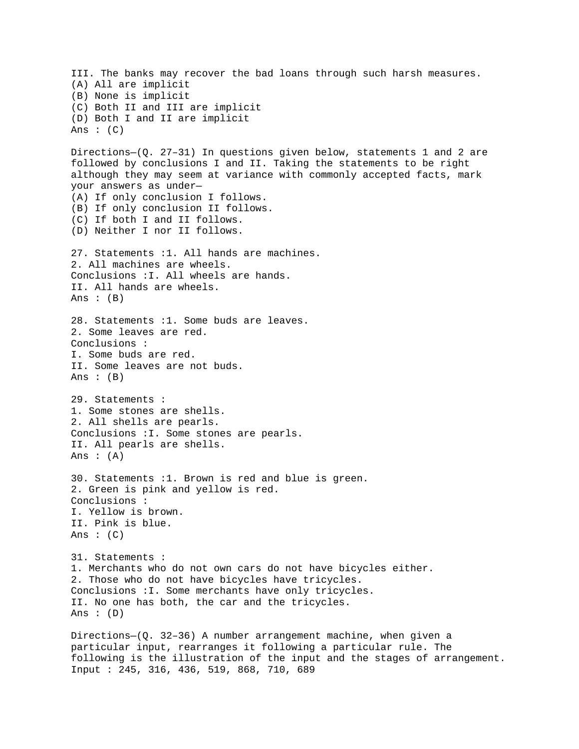III. The banks may recover the bad loans through such harsh measures.
(A) All are implicit
(B) None is implicit
(C) Both II and III are implicit
(D) Both I and II are implicit
Ans : (C)

Directions—(Q. 27–31) In questions given below, statements 1 and 2 are followed by conclusions I and II. Taking the statements to be right although they may seem at variance with commonly accepted facts, mark your answers as under—
(A) If only conclusion I follows.
(B) If only conclusion II follows.
(C) If both I and II follows.
(D) Neither I nor II follows.

27. Statements :1. All hands are machines.
2. All machines are wheels.
Conclusions :I. All wheels are hands.
II. All hands are wheels.
Ans : (B)

28. Statements :1. Some buds are leaves.
2. Some leaves are red.
Conclusions :
I. Some buds are red.
II. Some leaves are not buds.
Ans : (B)

29. Statements :
1. Some stones are shells.
2. All shells are pearls.
Conclusions :I. Some stones are pearls.
II. All pearls are shells.
Ans : (A)

30. Statements :1. Brown is red and blue is green.
2. Green is pink and yellow is red.
Conclusions :
I. Yellow is brown.
II. Pink is blue.
Ans : (C)

31. Statements :
1. Merchants who do not own cars do not have bicycles either.
2. Those who do not have bicycles have tricycles.
Conclusions :I. Some merchants have only tricycles.
II. No one has both, the car and the tricycles.
Ans : (D)

Directions—(Q. 32–36) A number arrangement machine, when given a particular input, rearranges it following a particular rule. The following is the illustration of the input and the stages of arrangement.
Input : 245, 316, 436, 519, 868, 710, 689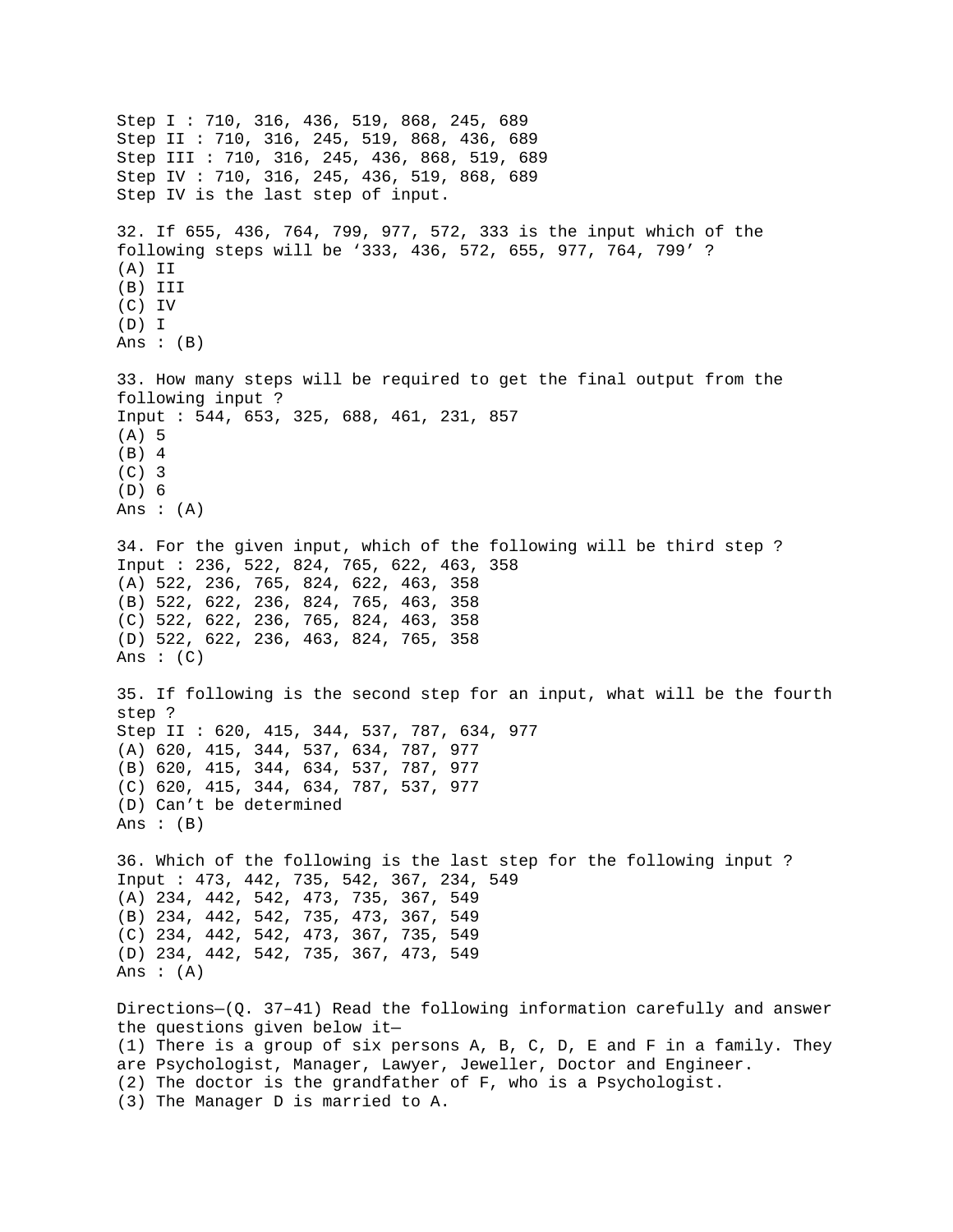Step I : 710, 316, 436, 519, 868, 245, 689
Step II : 710, 316, 245, 519, 868, 436, 689
Step III : 710, 316, 245, 436, 868, 519, 689
Step IV : 710, 316, 245, 436, 519, 868, 689
Step IV is the last step of input.

32. If 655, 436, 764, 799, 977, 572, 333 is the input which of the following steps will be '333, 436, 572, 655, 977, 764, 799' ?
(A) II
(B) III
(C) IV
(D) I
Ans : (B)

33. How many steps will be required to get the final output from the following input ?
Input : 544, 653, 325, 688, 461, 231, 857
(A) 5
(B) 4
(C) 3
(D) 6
Ans : (A)

34. For the given input, which of the following will be third step ?
Input : 236, 522, 824, 765, 622, 463, 358
(A) 522, 236, 765, 824, 622, 463, 358
(B) 522, 622, 236, 824, 765, 463, 358
(C) 522, 622, 236, 765, 824, 463, 358
(D) 522, 622, 236, 463, 824, 765, 358
Ans : (C)

35. If following is the second step for an input, what will be the fourth step ?
Step II : 620, 415, 344, 537, 787, 634, 977
(A) 620, 415, 344, 537, 634, 787, 977
(B) 620, 415, 344, 634, 537, 787, 977
(C) 620, 415, 344, 634, 787, 537, 977
(D) Can't be determined
Ans : (B)

36. Which of the following is the last step for the following input ?
Input : 473, 442, 735, 542, 367, 234, 549
(A) 234, 442, 542, 473, 735, 367, 549
(B) 234, 442, 542, 735, 473, 367, 549
(C) 234, 442, 542, 473, 367, 735, 549
(D) 234, 442, 542, 735, 367, 473, 549
Ans : (A)

Directions—(Q. 37–41) Read the following information carefully and answer the questions given below it—
(1) There is a group of six persons A, B, C, D, E and F in a family. They are Psychologist, Manager, Lawyer, Jeweller, Doctor and Engineer.
(2) The doctor is the grandfather of F, who is a Psychologist.
(3) The Manager D is married to A.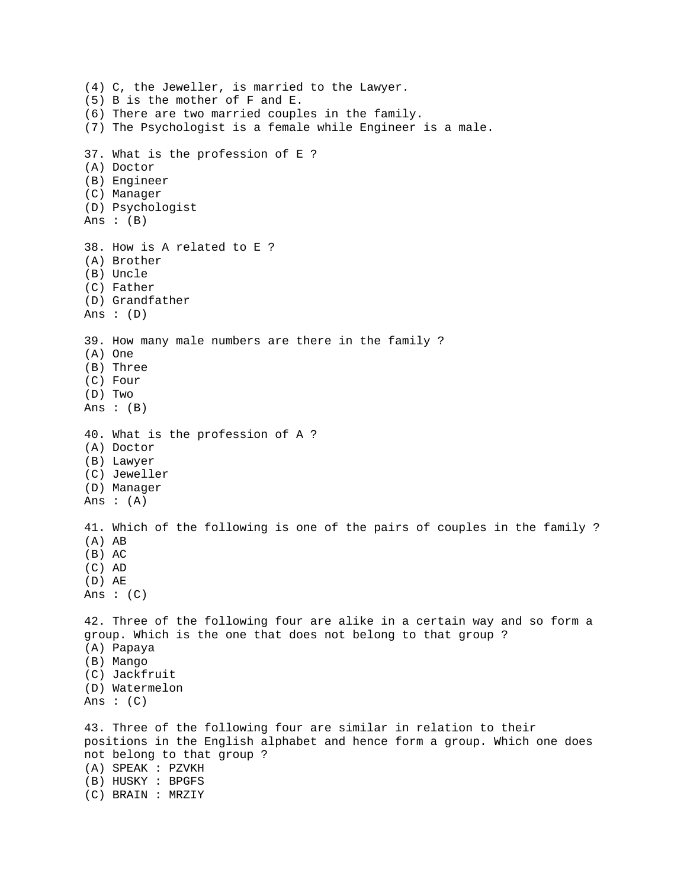(4) C, the Jeweller, is married to the Lawyer.
(5) B is the mother of F and E.
(6) There are two married couples in the family.
(7) The Psychologist is a female while Engineer is a male.

37. What is the profession of E ?
(A) Doctor
(B) Engineer
(C) Manager
(D) Psychologist
Ans : (B)

38. How is A related to E ?
(A) Brother
(B) Uncle
(C) Father
(D) Grandfather
Ans : (D)

39. How many male numbers are there in the family ?
(A) One
(B) Three
(C) Four
(D) Two
Ans : (B)

40. What is the profession of A ?
(A) Doctor
(B) Lawyer
(C) Jeweller
(D) Manager
Ans : (A)

41. Which of the following is one of the pairs of couples in the family ?
(A) AB
(B) AC
(C) AD
(D) AE
Ans : (C)

42. Three of the following four are alike in a certain way and so form a group. Which is the one that does not belong to that group ?
(A) Papaya
(B) Mango
(C) Jackfruit
(D) Watermelon
Ans : (C)

43. Three of the following four are similar in relation to their positions in the English alphabet and hence form a group. Which one does not belong to that group ?
(A) SPEAK : PZVKH
(B) HUSKY : BPGFS
(C) BRAIN : MRZIY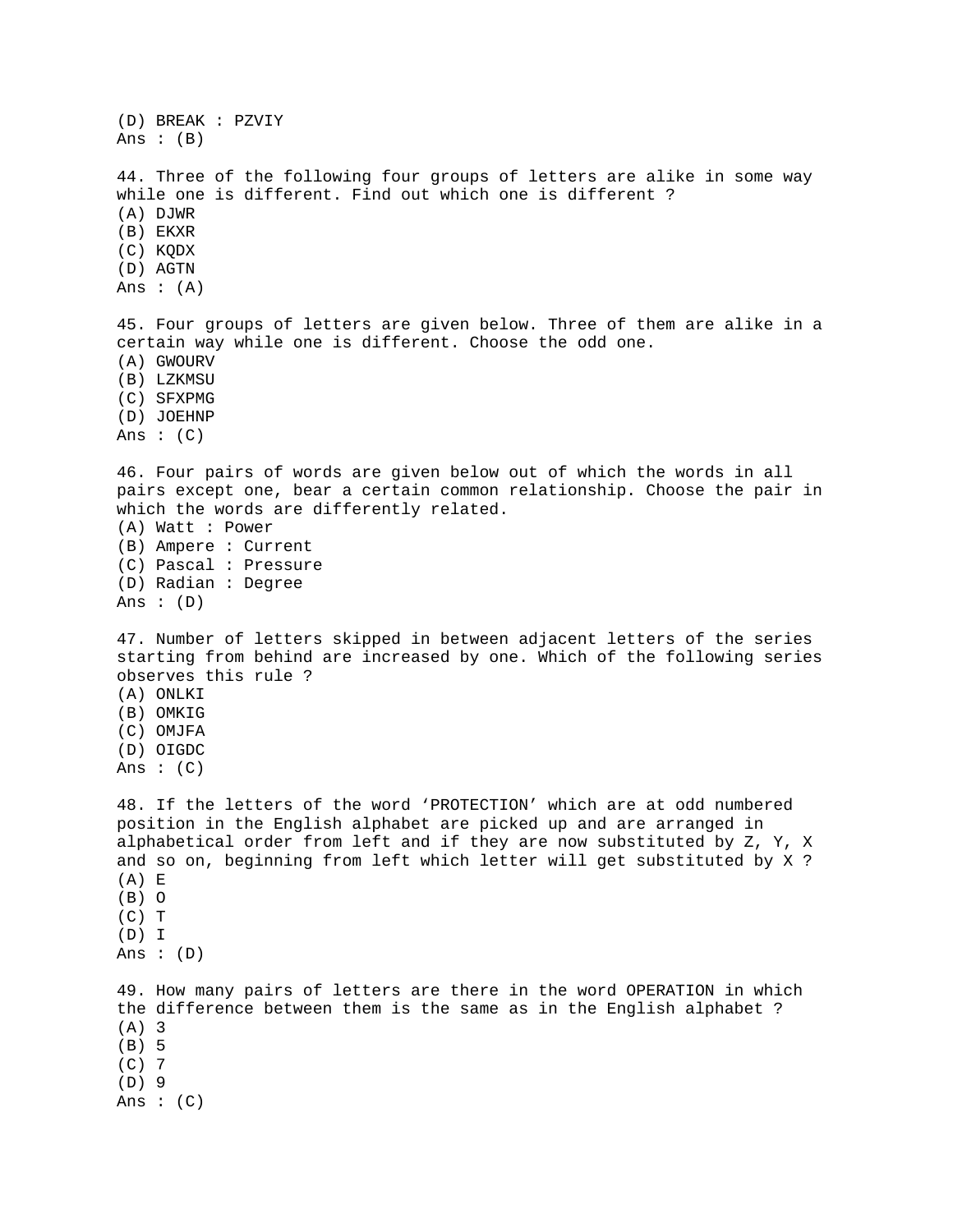(D) BREAK : PZVIY
Ans : (B)

44. Three of the following four groups of letters are alike in some way while one is different. Find out which one is different ?
(A) DJWR
(B) EKXR
(C) KQDX
(D) AGTN
Ans : (A)

45. Four groups of letters are given below. Three of them are alike in a certain way while one is different. Choose the odd one.
(A) GWOURV
(B) LZKMSU
(C) SFXPMG
(D) JOEHNP
Ans : (C)

46. Four pairs of words are given below out of which the words in all pairs except one, bear a certain common relationship. Choose the pair in which the words are differently related.
(A) Watt : Power
(B) Ampere : Current
(C) Pascal : Pressure
(D) Radian : Degree
Ans : (D)

47. Number of letters skipped in between adjacent letters of the series starting from behind are increased by one. Which of the following series observes this rule ?
(A) ONLKI
(B) OMKIG
(C) OMJFA
(D) OIGDC
Ans : (C)

48. If the letters of the word 'PROTECTION' which are at odd numbered position in the English alphabet are picked up and are arranged in alphabetical order from left and if they are now substituted by Z, Y, X and so on, beginning from left which letter will get substituted by X ?
(A) E
(B) O
(C) T
(D) I
Ans : (D)

49. How many pairs of letters are there in the word OPERATION in which the difference between them is the same as in the English alphabet ?
(A) 3
(B) 5
(C) 7
(D) 9
Ans : (C)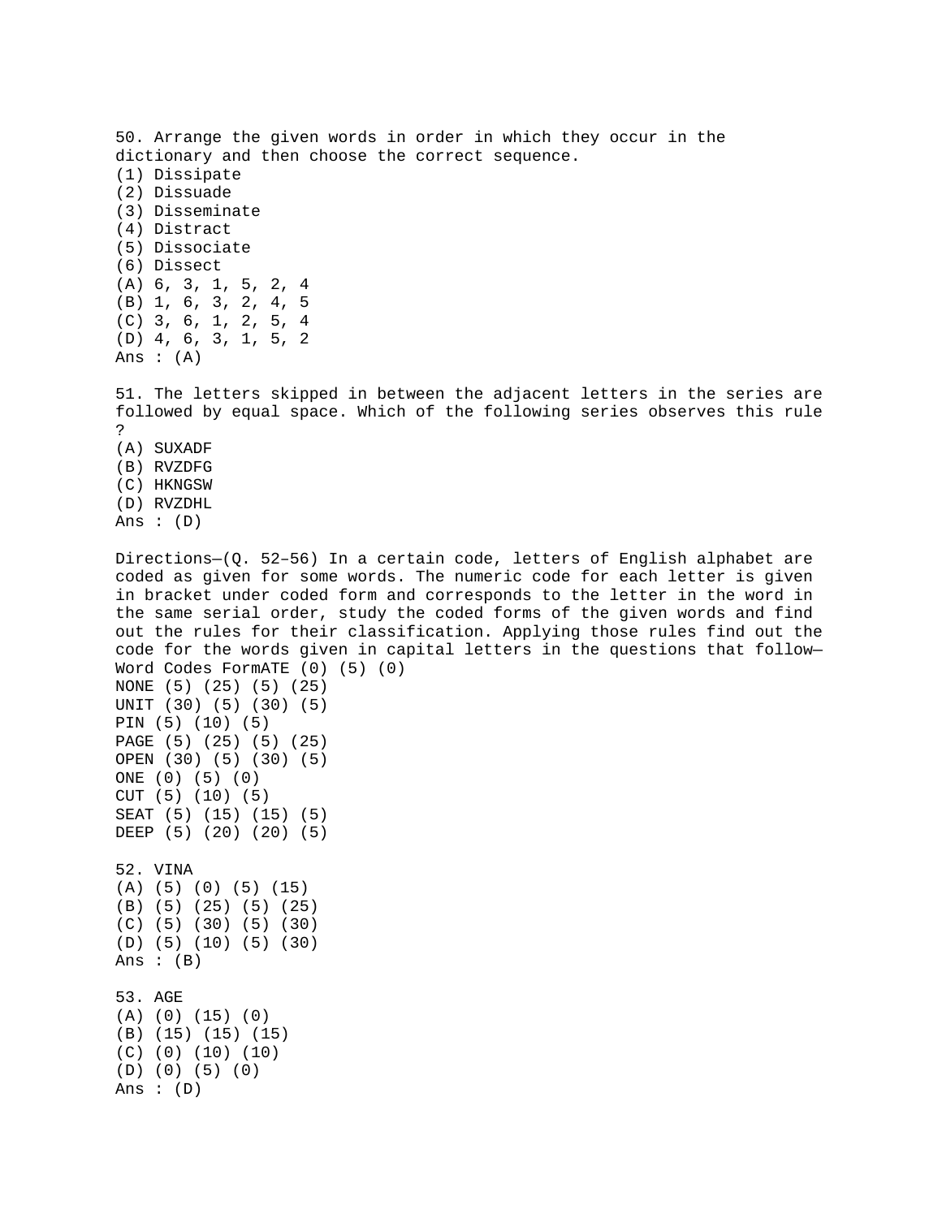50. Arrange the given words in order in which they occur in the dictionary and then choose the correct sequence.

(1) Dissipate
(2) Dissuade
(3) Disseminate
(4) Distract
(5) Dissociate
(6) Dissect

(A) 6, 3, 1, 5, 2, 4
(B) 1, 6, 3, 2, 4, 5
(C) 3, 6, 1, 2, 5, 4
(D) 4, 6, 3, 1, 5, 2

Ans : (A)

51. The letters skipped in between the adjacent letters in the series are followed by equal space. Which of the following series observes this rule ?

(A) SUXADF
(B) RVZDFG
(C) HKNGSW
(D) RVZDHL

Ans : (D)

Directions—(Q. 52–56) In a certain code, letters of English alphabet are coded as given for some words. The numeric code for each letter is given in bracket under coded form and corresponds to the letter in the word in the same serial order, study the coded forms of the given words and find out the rules for their classification. Applying those rules find out the code for the words given in capital letters in the questions that follow—

Word Codes FormATE (0) (5) (0)
NONE (5) (25) (5) (25)
UNIT (30) (5) (30) (5)
PIN (5) (10) (5)
PAGE (5) (25) (5) (25)
OPEN (30) (5) (30) (5)
ONE (0) (5) (0)
CUT (5) (10) (5)
SEAT (5) (15) (15) (5)
DEEP (5) (20) (20) (5)

52. VINA

(A) (5) (0) (5) (15)
(B) (5) (25) (5) (25)
(C) (5) (30) (5) (30)
(D) (5) (10) (5) (30)

Ans : (B)

53. AGE

(A) (0) (15) (0)
(B) (15) (15) (15)
(C) (0) (10) (10)
(D) (0) (5) (0)

Ans : (D)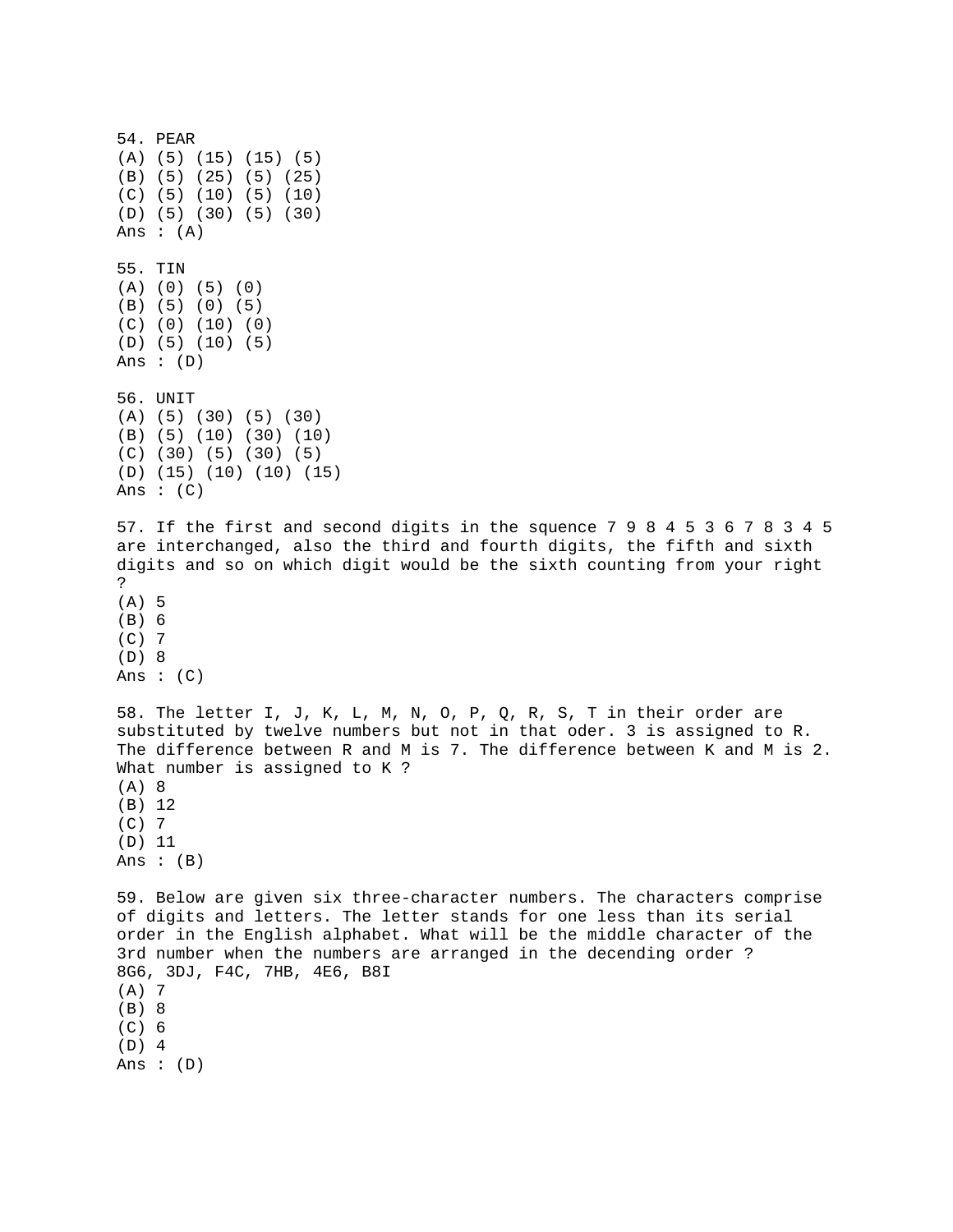54. PEAR
(A) (5) (15) (15) (5)
(B) (5) (25) (5) (25)
(C) (5) (10) (5) (10)
(D) (5) (30) (5) (30)
Ans : (A)

55. TIN
(A) (0) (5) (0)
(B) (5) (0) (5)
(C) (0) (10) (0)
(D) (5) (10) (5)
Ans : (D)

56. UNIT
(A) (5) (30) (5) (30)
(B) (5) (10) (30) (10)
(C) (30) (5) (30) (5)
(D) (15) (10) (10) (15)
Ans : (C)

57. If the first and second digits in the squence 7 9 8 4 5 3 6 7 8 3 4 5 are interchanged, also the third and fourth digits, the fifth and sixth digits and so on which digit would be the sixth counting from your right ?
(A) 5
(B) 6
(C) 7
(D) 8
Ans : (C)

58. The letter I, J, K, L, M, N, O, P, Q, R, S, T in their order are substituted by twelve numbers but not in that oder. 3 is assigned to R. The difference between R and M is 7. The difference between K and M is 2. What number is assigned to K ?
(A) 8
(B) 12
(C) 7
(D) 11
Ans : (B)

59. Below are given six three-character numbers. The characters comprise of digits and letters. The letter stands for one less than its serial order in the English alphabet. What will be the middle character of the 3rd number when the numbers are arranged in the decending order ?
8G6, 3DJ, F4C, 7HB, 4E6, B8I
(A) 7
(B) 8
(C) 6
(D) 4
Ans : (D)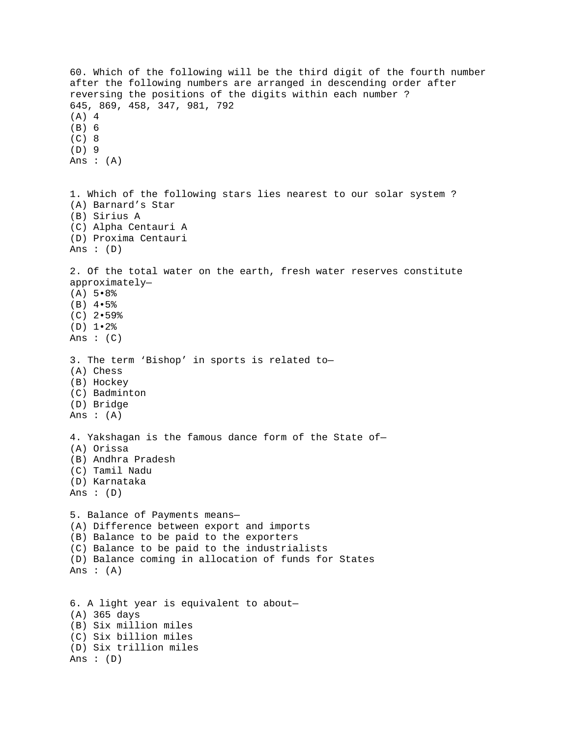60. Which of the following will be the third digit of the fourth number after the following numbers are arranged in descending order after reversing the positions of the digits within each number ?
645, 869, 458, 347, 981, 792
(A) 4
(B) 6
(C) 8
(D) 9
Ans : (A)

1. Which of the following stars lies nearest to our solar system ?
(A) Barnard’s Star
(B) Sirius A
(C) Alpha Centauri A
(D) Proxima Centauri
Ans : (D)

2. Of the total water on the earth, fresh water reserves constitute approximately—
(A) 5•8%
(B) 4•5%
(C) 2•59%
(D) 1•2%
Ans : (C)

3. The term ‘Bishop’ in sports is related to—
(A) Chess
(B) Hockey
(C) Badminton
(D) Bridge
Ans : (A)

4. Yakshagan is the famous dance form of the State of—
(A) Orissa
(B) Andhra Pradesh
(C) Tamil Nadu
(D) Karnataka
Ans : (D)

5. Balance of Payments means—
(A) Difference between export and imports
(B) Balance to be paid to the exporters
(C) Balance to be paid to the industrialists
(D) Balance coming in allocation of funds for States
Ans : (A)

6. A light year is equivalent to about—
(A) 365 days
(B) Six million miles
(C) Six billion miles
(D) Six trillion miles
Ans : (D)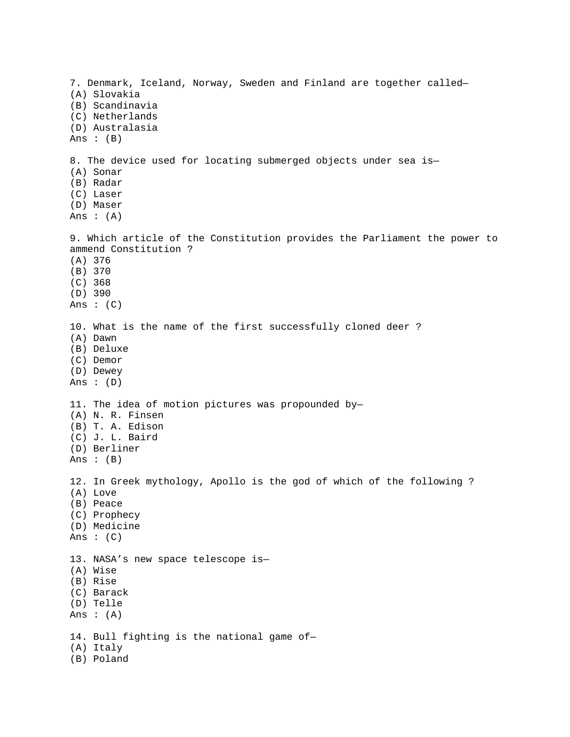7. Denmark, Iceland, Norway, Sweden and Finland are together called—
(A) Slovakia
(B) Scandinavia
(C) Netherlands
(D) Australasia
Ans : (B)

8. The device used for locating submerged objects under sea is—
(A) Sonar
(B) Radar
(C) Laser
(D) Maser
Ans : (A)

9. Which article of the Constitution provides the Parliament the power to ammend Constitution ?
(A) 376
(B) 370
(C) 368
(D) 390
Ans : (C)

10. What is the name of the first successfully cloned deer ?
(A) Dawn
(B) Deluxe
(C) Demor
(D) Dewey
Ans : (D)

11. The idea of motion pictures was propounded by—
(A) N. R. Finsen
(B) T. A. Edison
(C) J. L. Baird
(D) Berliner
Ans : (B)

12. In Greek mythology, Apollo is the god of which of the following ?
(A) Love
(B) Peace
(C) Prophecy
(D) Medicine
Ans : (C)

13. NASA's new space telescope is—
(A) Wise
(B) Rise
(C) Barack
(D) Telle
Ans : (A)

14. Bull fighting is the national game of—
(A) Italy
(B) Poland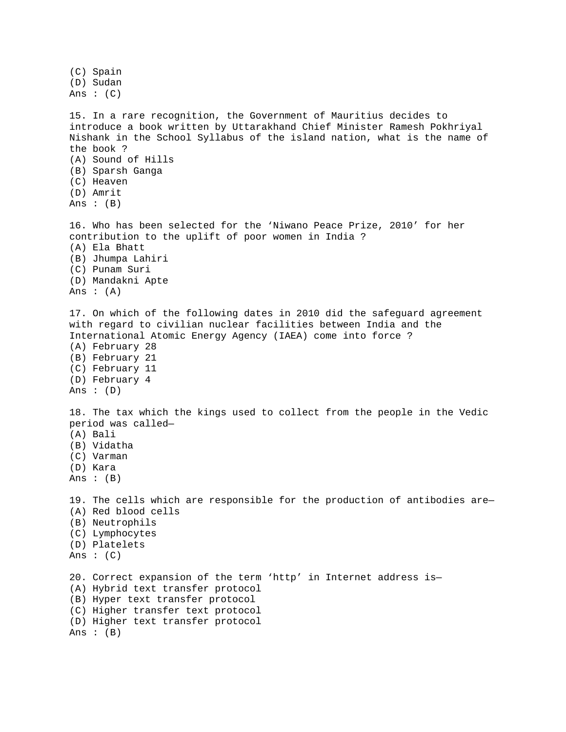(C) Spain
(D) Sudan
Ans : (C)

15. In a rare recognition, the Government of Mauritius decides to introduce a book written by Uttarakhand Chief Minister Ramesh Pokhriyal Nishank in the School Syllabus of the island nation, what is the name of the book ?
(A) Sound of Hills
(B) Sparsh Ganga
(C) Heaven
(D) Amrit
Ans : (B)

16. Who has been selected for the 'Niwano Peace Prize, 2010' for her contribution to the uplift of poor women in India ?
(A) Ela Bhatt
(B) Jhumpa Lahiri
(C) Punam Suri
(D) Mandakni Apte
Ans : (A)

17. On which of the following dates in 2010 did the safeguard agreement with regard to civilian nuclear facilities between India and the International Atomic Energy Agency (IAEA) come into force ?
(A) February 28
(B) February 21
(C) February 11
(D) February 4
Ans : (D)

18. The tax which the kings used to collect from the people in the Vedic period was called—
(A) Bali
(B) Vidatha
(C) Varman
(D) Kara
Ans : (B)

19. The cells which are responsible for the production of antibodies are—
(A) Red blood cells
(B) Neutrophils
(C) Lymphocytes
(D) Platelets
Ans : (C)

20. Correct expansion of the term 'http' in Internet address is—
(A) Hybrid text transfer protocol
(B) Hyper text transfer protocol
(C) Higher transfer text protocol
(D) Higher text transfer protocol
Ans : (B)